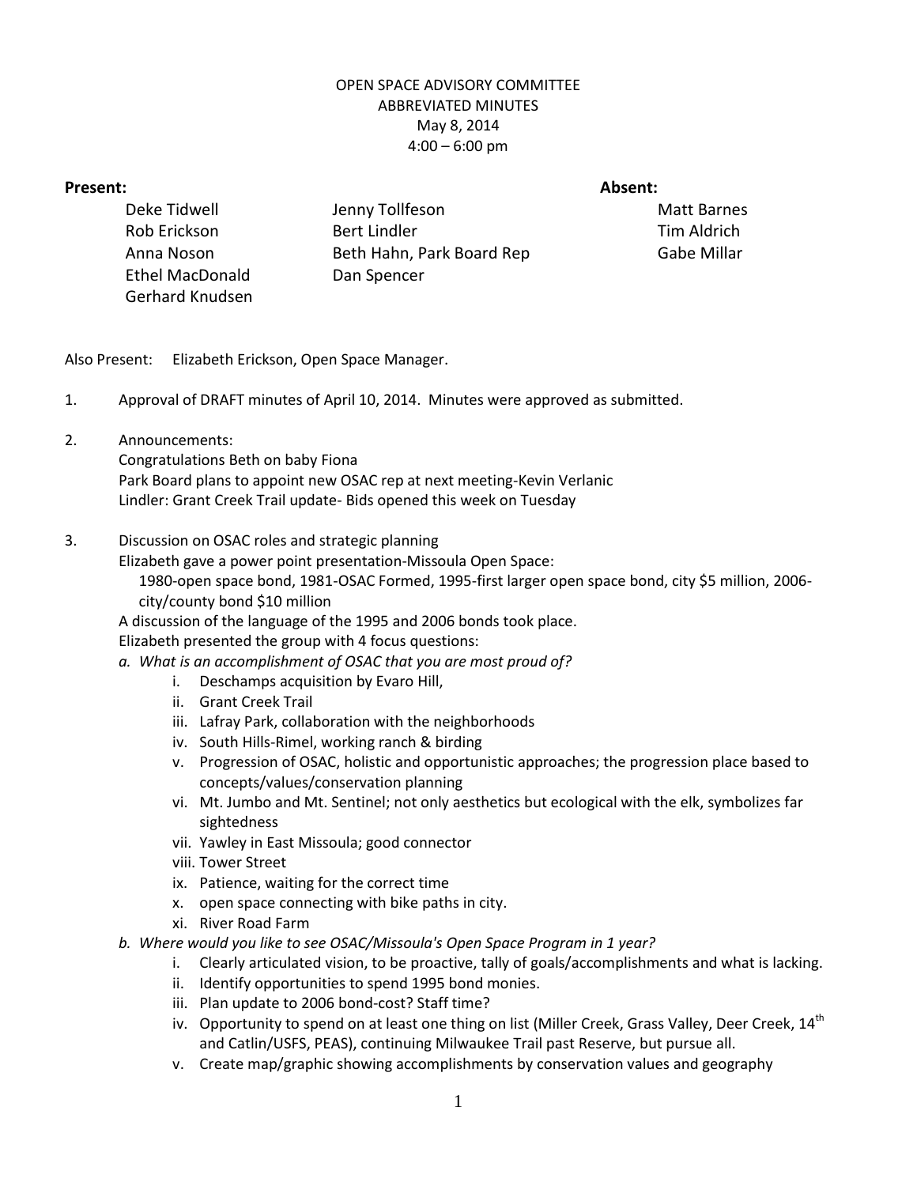OPEN SPACE ADVISORY COMMITTEE
ABBREVIATED MINUTES
May 8, 2014
4:00 – 6:00 pm

**Present:**

Deke Tidwell
Rob Erickson
Anna Noson
Ethel MacDonald
Gerhard Knudsen
Jenny Tollfeson
Bert Lindler
Beth Hahn, Park Board Rep
Dan Spencer

**Absent:**

Matt Barnes
Tim Aldrich
Gabe Millar

Also Present: Elizabeth Erickson, Open Space Manager.

1. Approval of DRAFT minutes of April 10, 2014. Minutes were approved as submitted.

2. Announcements:
   Congratulations Beth on baby Fiona
   Park Board plans to appoint new OSAC rep at next meeting-Kevin Verlanic
   Lindler: Grant Creek Trail update- Bids opened this week on Tuesday

3. Discussion on OSAC roles and strategic planning
   Elizabeth gave a power point presentation-Missoula Open Space:
   1980-open space bond, 1981-OSAC Formed, 1995-first larger open space bond, city $5 million, 2006-city/county bond $10 million
   A discussion of the language of the 1995 and 2006 bonds took place.
   Elizabeth presented the group with 4 focus questions:
   a. *What is an accomplishment of OSAC that you are most proud of?*
      i. Deschamps acquisition by Evaro Hill,
      ii. Grant Creek Trail
      iii. Lafray Park, collaboration with the neighborhoods
      iv. South Hills-Rimel, working ranch & birding
      v. Progression of OSAC, holistic and opportunistic approaches; the progression place based to concepts/values/conservation planning
      vi. Mt. Jumbo and Mt. Sentinel; not only aesthetics but ecological with the elk, symbolizes far sightedness
      vii. Yawley in East Missoula; good connector
      viii. Tower Street
      ix. Patience, waiting for the correct time
      x. open space connecting with bike paths in city.
      xi. River Road Farm
   b. *Where would you like to see OSAC/Missoula's Open Space Program in 1 year?*
      i. Clearly articulated vision, to be proactive, tally of goals/accomplishments and what is lacking.
      ii. Identify opportunities to spend 1995 bond monies.
      iii. Plan update to 2006 bond-cost? Staff time?
      iv. Opportunity to spend on at least one thing on list (Miller Creek, Grass Valley, Deer Creek, 14th and Catlin/USFS, PEAS), continuing Milwaukee Trail past Reserve, but pursue all.
      v. Create map/graphic showing accomplishments by conservation values and geography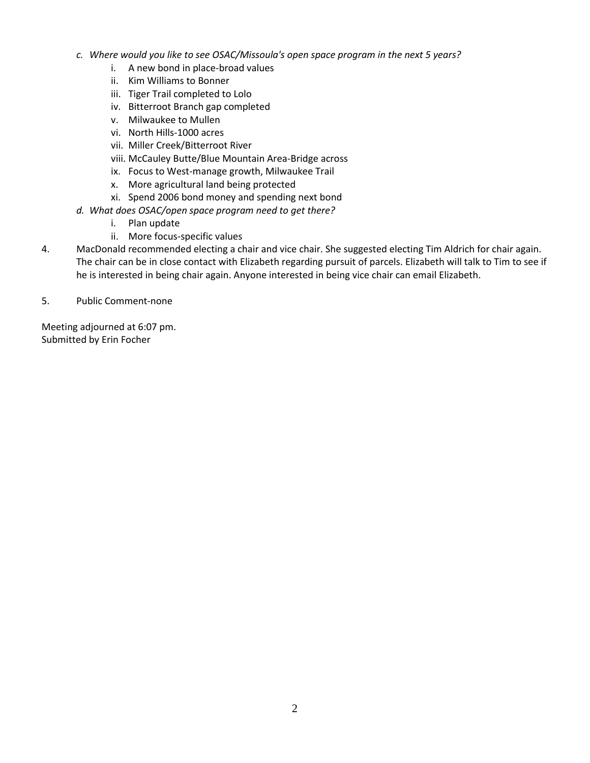*c. Where would you like to see OSAC/Missoula's open space program in the next 5 years?*

   i. A new bond in place-broad values
   ii. Kim Williams to Bonner
   iii. Tiger Trail completed to Lolo
   iv. Bitterroot Branch gap completed
   v. Milwaukee to Mullen
   vi. North Hills-1000 acres
   vii. Miller Creek/Bitterroot River
   viii. McCauley Butte/Blue Mountain Area-Bridge across
   ix. Focus to West-manage growth, Milwaukee Trail
   x. More agricultural land being protected
   xi. Spend 2006 bond money and spending next bond

*d. What does OSAC/open space program need to get there?*

   i. Plan update
   ii. More focus-specific values

4. MacDonald recommended electing a chair and vice chair. She suggested electing Tim Aldrich for chair again. The chair can be in close contact with Elizabeth regarding pursuit of parcels. Elizabeth will talk to Tim to see if he is interested in being chair again. Anyone interested in being vice chair can email Elizabeth.

5. Public Comment-none

Meeting adjourned at 6:07 pm.
Submitted by Erin Focher